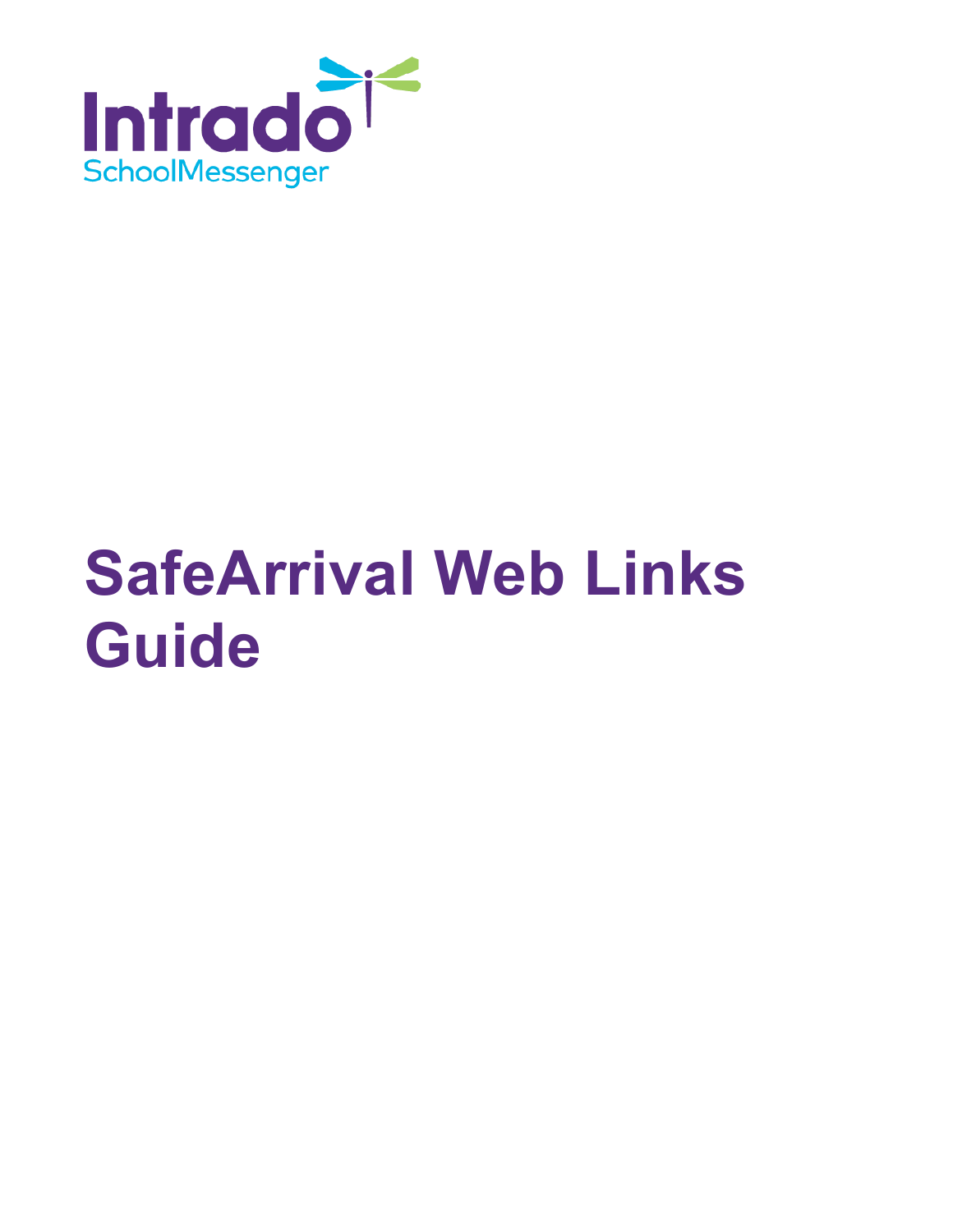Intrado
SchoolMessenger

# SafeArrival Web Links Guide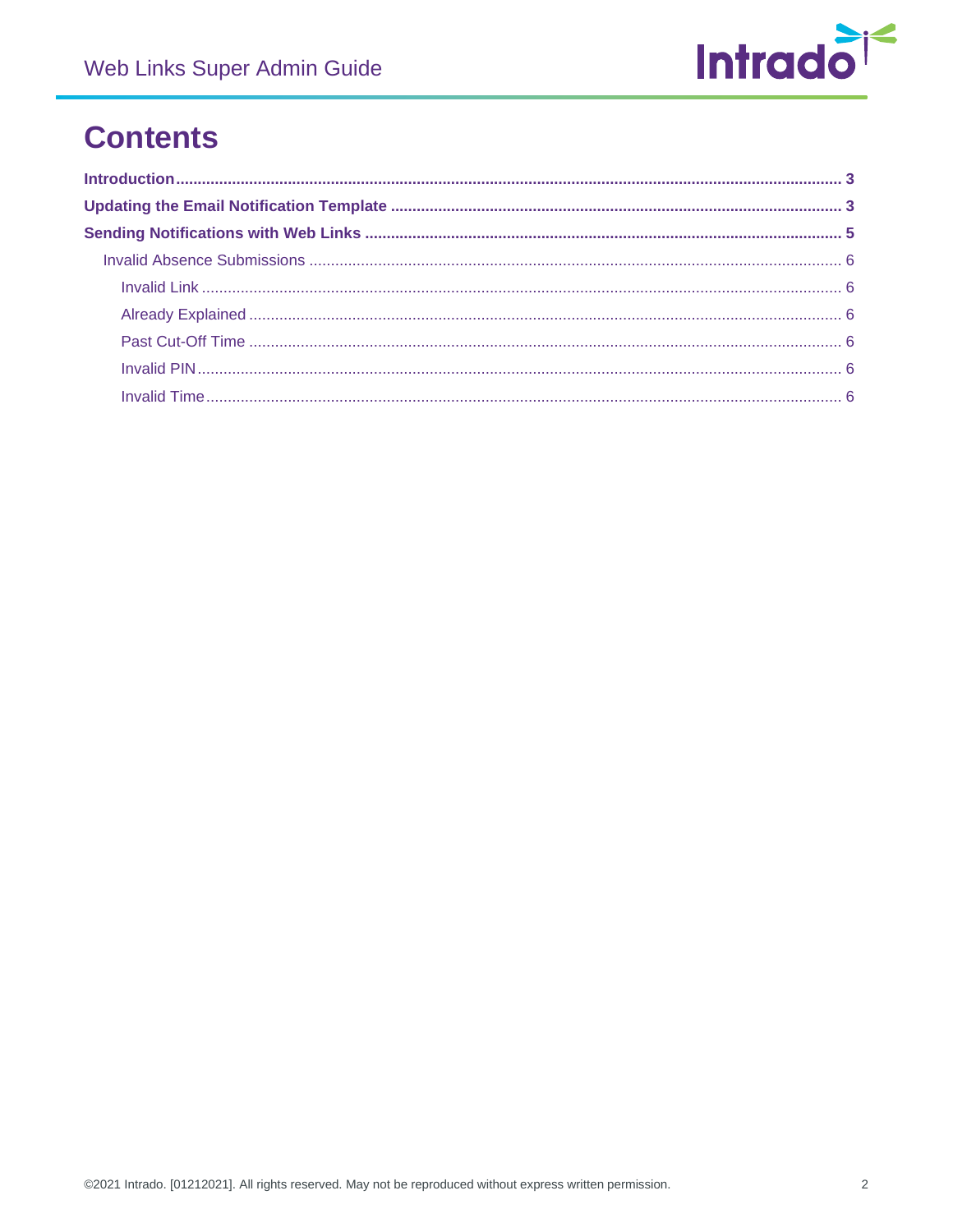# Contents

**Introduction** .......... **3**

**Updating the Email Notification Template** .......... **3**

**Sending Notifications with Web Links** .......... **5**

- Invalid Absence Submissions .......... 6
  - Invalid Link .......... 6
  - Already Explained .......... 6
  - Past Cut-Off Time .......... 6
  - Invalid PIN .......... 6
  - Invalid Time .......... 6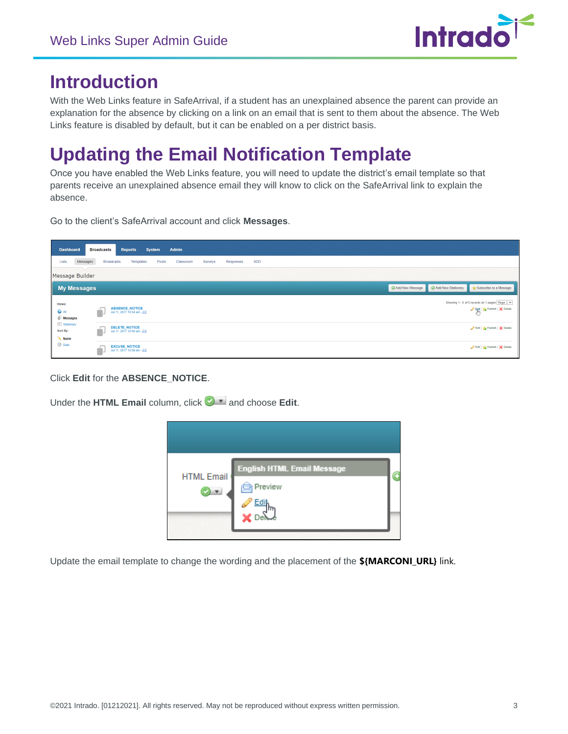# Introduction

With the Web Links feature in SafeArrival, if a student has an unexplained absence the parent can provide an explanation for the absence by clicking on a link on an email that is sent to them about the absence. The Web Links feature is disabled by default, but it can be enabled on a per district basis.

# Updating the Email Notification Template

Once you have enabled the Web Links feature, you will need to update the district's email template so that parents receive an unexplained absence email they will know to click on the SafeArrival link to explain the absence.

Go to the client's SafeArrival account and click **Messages**.

Click **Edit** for the **ABSENCE_NOTICE**.

Under the **HTML Email** column, click and choose **Edit**.

Update the email template to change the wording and the placement of the **${MARCONI_URL}** link.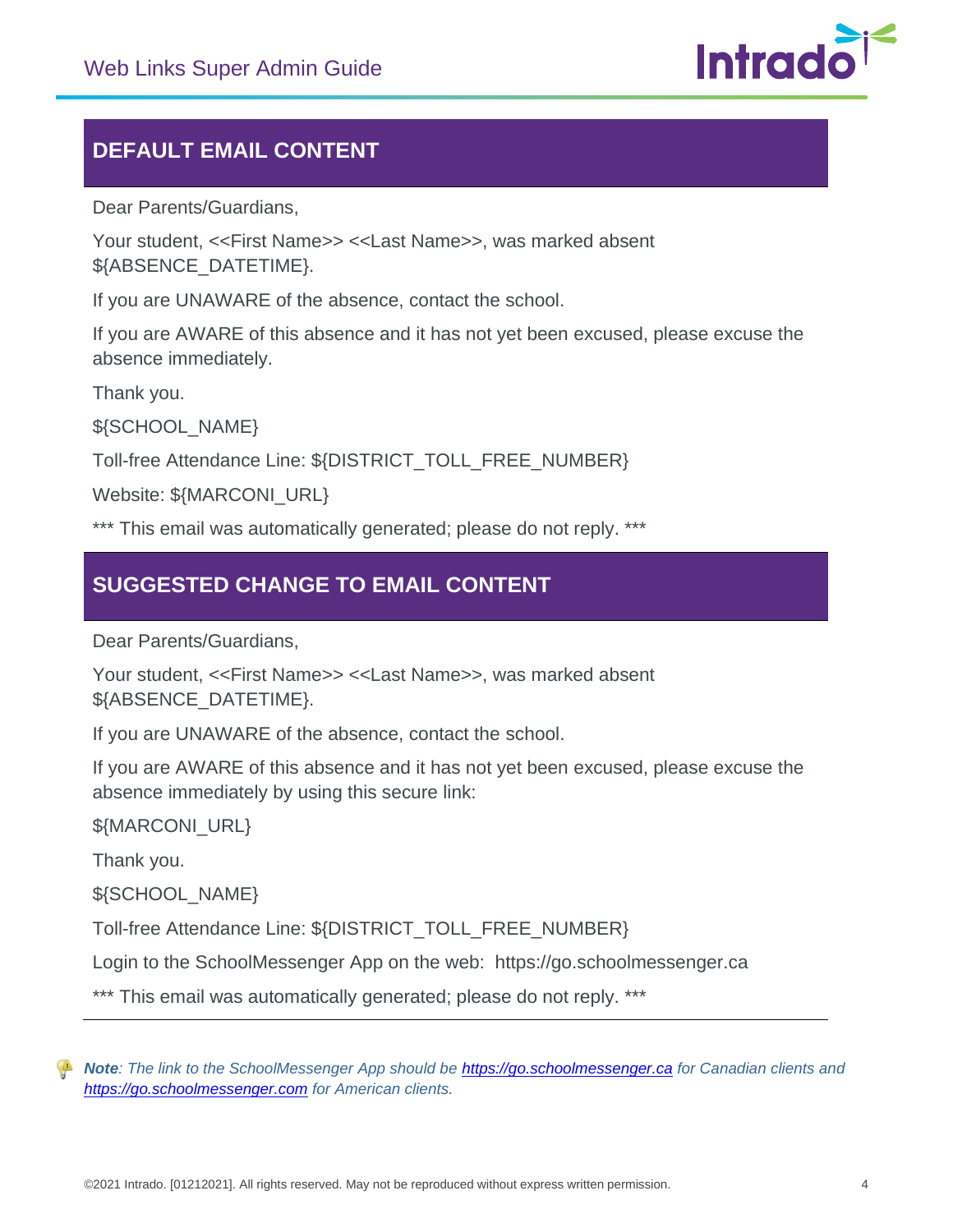## DEFAULT EMAIL CONTENT

Dear Parents/Guardians,

Your student, <<First Name>> <<Last Name>>, was marked absent ${ABSENCE_DATETIME}.

If you are UNAWARE of the absence, contact the school.

If you are AWARE of this absence and it has not yet been excused, please excuse the absence immediately.

Thank you.

${SCHOOL_NAME}

Toll-free Attendance Line: ${DISTRICT_TOLL_FREE_NUMBER}

Website: ${MARCONI_URL}

*** This email was automatically generated; please do not reply. ***

## SUGGESTED CHANGE TO EMAIL CONTENT

Dear Parents/Guardians,

Your student, <<First Name>> <<Last Name>>, was marked absent ${ABSENCE_DATETIME}.

If you are UNAWARE of the absence, contact the school.

If you are AWARE of this absence and it has not yet been excused, please excuse the absence immediately by using this secure link:

${MARCONI_URL}

Thank you.

${SCHOOL_NAME}

Toll-free Attendance Line: ${DISTRICT_TOLL_FREE_NUMBER}

Login to the SchoolMessenger App on the web: https://go.schoolmessenger.ca

*** This email was automatically generated; please do not reply. ***

***Note**: The link to the SchoolMessenger App should be [https://go.schoolmessenger.ca](https://go.schoolmessenger.ca) for Canadian clients and [https://go.schoolmessenger.com](https://go.schoolmessenger.com) for American clients.*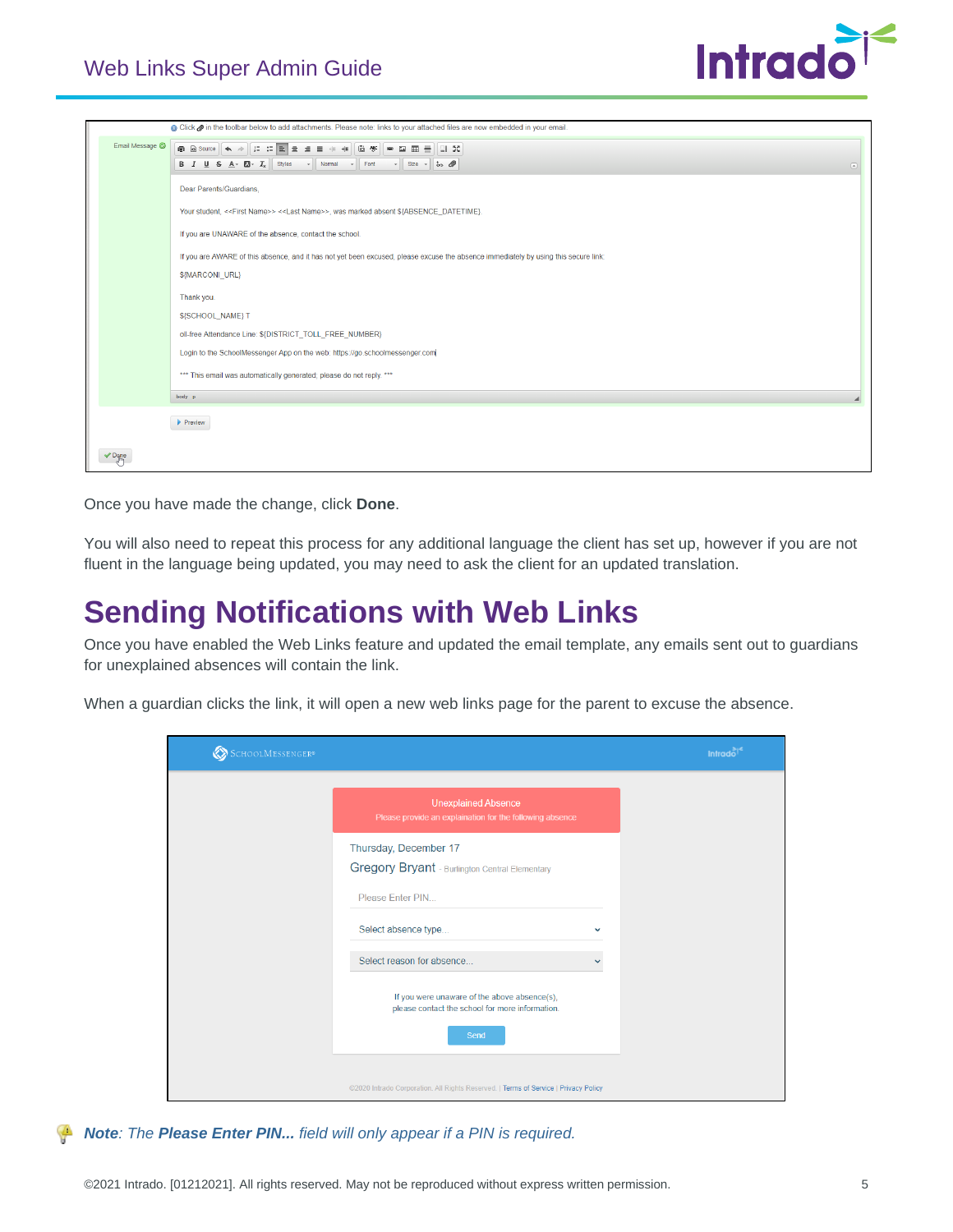Once you have made the change, click **Done**.

You will also need to repeat this process for any additional language the client has set up, however if you are not fluent in the language being updated, you may need to ask the client for an updated translation.

# Sending Notifications with Web Links

Once you have enabled the Web Links feature and updated the email template, any emails sent out to guardians for unexplained absences will contain the link.

When a guardian clicks the link, it will open a new web links page for the parent to excuse the absence.

***Note**: The **Please Enter PIN...** field will only appear if a PIN is required.*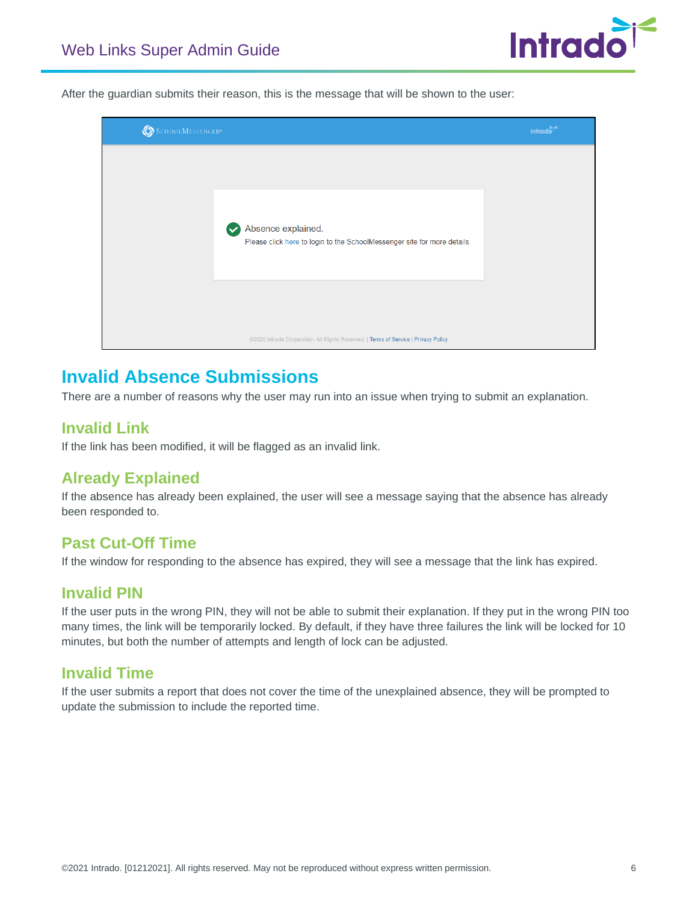After the guardian submits their reason, this is the message that will be shown to the user:

## Invalid Absence Submissions

There are a number of reasons why the user may run into an issue when trying to submit an explanation.

### Invalid Link

If the link has been modified, it will be flagged as an invalid link.

### Already Explained

If the absence has already been explained, the user will see a message saying that the absence has already been responded to.

### Past Cut-Off Time

If the window for responding to the absence has expired, they will see a message that the link has expired.

### Invalid PIN

If the user puts in the wrong PIN, they will not be able to submit their explanation. If they put in the wrong PIN too many times, the link will be temporarily locked. By default, if they have three failures the link will be locked for 10 minutes, but both the number of attempts and length of lock can be adjusted.

### Invalid Time

If the user submits a report that does not cover the time of the unexplained absence, they will be prompted to update the submission to include the reported time.